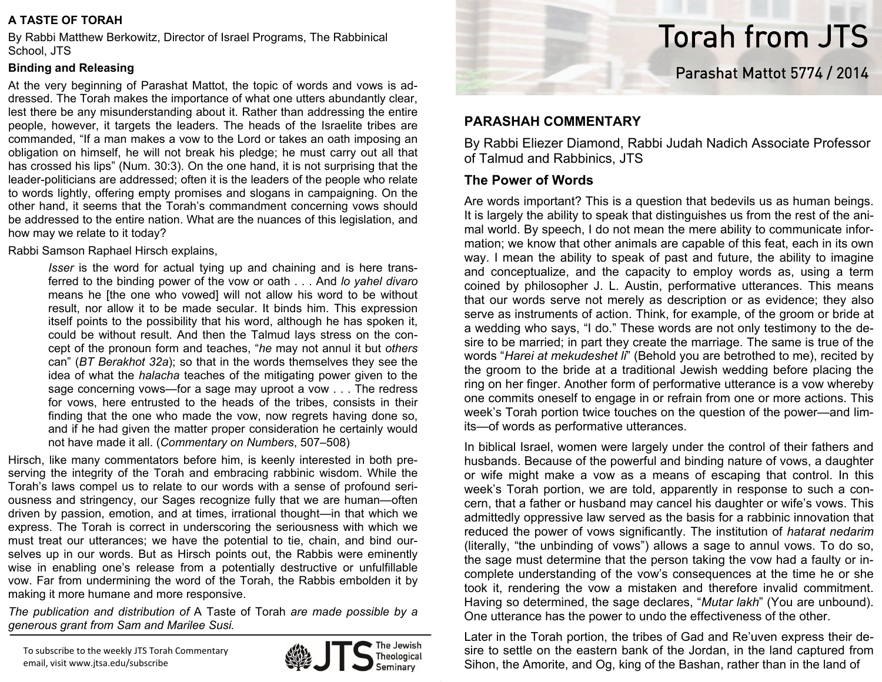# Torah from JTS

## Parashat Mattot 5774 / 2014

## PARASHAH COMMENTARY

By Rabbi Eliezer Diamond, Rabbi Judah Nadich Associate Professor of Talmud and Rabbinics, JTS

### The Power of Words

Are words important? This is a question that bedevils us as human beings. It is largely the ability to speak that distinguishes us from the rest of the animal world. By speech, I do not mean the mere ability to communicate information; we know that other animals are capable of this feat, each in its own way. I mean the ability to speak of past and future, the ability to imagine and conceptualize, and the capacity to employ words as, using a term coined by philosopher J. L. Austin, performative utterances. This means that our words serve not merely as description or as evidence; they also serve as instruments of action. Think, for example, of the groom or bride at a wedding who says, "I do." These words are not only testimony to the desire to be married; in part they create the marriage. The same is true of the words "*Harei at mekudeshet li*" (Behold you are betrothed to me), recited by the groom to the bride at a traditional Jewish wedding before placing the ring on her finger. Another form of performative utterance is a vow whereby one commits oneself to engage in or refrain from one or more actions. This week's Torah portion twice touches on the question of the power—and limits—of words as performative utterances.

In biblical Israel, women were largely under the control of their fathers and husbands. Because of the powerful and binding nature of vows, a daughter or wife might make a vow as a means of escaping that control. In this week's Torah portion, we are told, apparently in response to such a concern, that a father or husband may cancel his daughter or wife's vows. This admittedly oppressive law served as the basis for a rabbinic innovation that reduced the power of vows significantly. The institution of *hatarat nedarim* (literally, "the unbinding of vows") allows a sage to annul vows. To do so, the sage must determine that the person taking the vow had a faulty or incomplete understanding of the vow's consequences at the time he or she took it, rendering the vow a mistaken and therefore invalid commitment. Having so determined, the sage declares, "*Mutar lakh*" (You are unbound). One utterance has the power to undo the effectiveness of the other.

Later in the Torah portion, the tribes of Gad and Re'uven express their desire to settle on the eastern bank of the Jordan, in the land captured from Sihon, the Amorite, and Og, king of the Bashan, rather than in the land of

## A TASTE OF TORAH

By Rabbi Matthew Berkowitz, Director of Israel Programs, The Rabbinical School, JTS

### Binding and Releasing

At the very beginning of Parashat Mattot, the topic of words and vows is addressed. The Torah makes the importance of what one utters abundantly clear, lest there be any misunderstanding about it. Rather than addressing the entire people, however, it targets the leaders. The heads of the Israelite tribes are commanded, "If a man makes a vow to the Lord or takes an oath imposing an obligation on himself, he will not break his pledge; he must carry out all that has crossed his lips" (Num. 30:3). On the one hand, it is not surprising that the leader-politicians are addressed; often it is the leaders of the people who relate to words lightly, offering empty promises and slogans in campaigning. On the other hand, it seems that the Torah's commandment concerning vows should be addressed to the entire nation. What are the nuances of this legislation, and how may we relate to it today?

Rabbi Samson Raphael Hirsch explains,

> *Isser* is the word for actual tying up and chaining and is here transferred to the binding power of the vow or oath . . . And *lo yahel divaro* means he [the one who vowed] will not allow his word to be without result, nor allow it to be made secular. It binds him. This expression itself points to the possibility that his word, although he has spoken it, could be without result. And then the Talmud lays stress on the concept of the pronoun form and teaches, "*he* may not annul it but *others* can" (*BT Berakhot 32a*); so that in the words themselves they see the idea of what the *halacha* teaches of the mitigating power given to the sage concerning vows—for a sage may uproot a vow . . . The redress for vows, here entrusted to the heads of the tribes, consists in their finding that the one who made the vow, now regrets having done so, and if he had given the matter proper consideration he certainly would not have made it all. (*Commentary on Numbers*, 507–508)

Hirsch, like many commentators before him, is keenly interested in both preserving the integrity of the Torah and embracing rabbinic wisdom. While the Torah's laws compel us to relate to our words with a sense of profound seriousness and stringency, our Sages recognize fully that we are human—often driven by passion, emotion, and at times, irrational thought—in that which we express. The Torah is correct in underscoring the seriousness with which we must treat our utterances; we have the potential to tie, chain, and bind ourselves up in our words. But as Hirsch points out, the Rabbis were eminently wise in enabling one's release from a potentially destructive or unfulfillable vow. Far from undermining the word of the Torah, the Rabbis embolden it by making it more humane and more responsive.

*The publication and distribution of* A Taste of Torah *are made possible by a generous grant from Sam and Marilee Susi.*

To subscribe to the weekly JTS Torah Commentary email, visit www.jtsa.edu/subscribe

JTS The Jewish Theological Seminary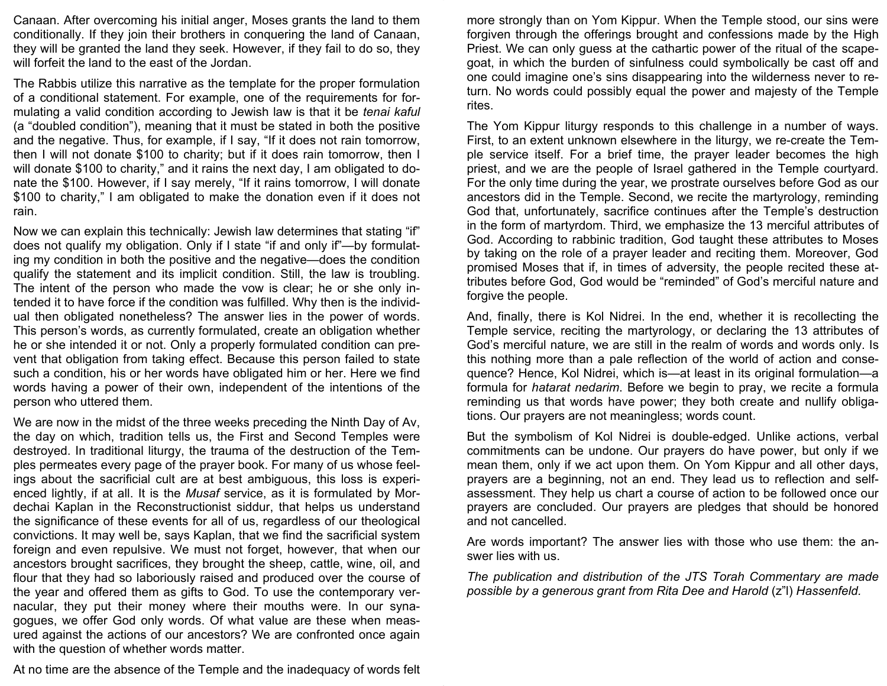Canaan. After overcoming his initial anger, Moses grants the land to them conditionally. If they join their brothers in conquering the land of Canaan, they will be granted the land they seek. However, if they fail to do so, they will forfeit the land to the east of the Jordan.

The Rabbis utilize this narrative as the template for the proper formulation of a conditional statement. For example, one of the requirements for formulating a valid condition according to Jewish law is that it be *tenai kaful* (a "doubled condition"), meaning that it must be stated in both the positive and the negative. Thus, for example, if I say, "If it does not rain tomorrow, then I will not donate $100 to charity; but if it does rain tomorrow, then I will donate $100 to charity," and it rains the next day, I am obligated to donate the $100. However, if I say merely, "If it rains tomorrow, I will donate $100 to charity," I am obligated to make the donation even if it does not rain.

Now we can explain this technically: Jewish law determines that stating "if" does not qualify my obligation. Only if I state "if and only if"—by formulating my condition in both the positive and the negative—does the condition qualify the statement and its implicit condition. Still, the law is troubling. The intent of the person who made the vow is clear; he or she only intended it to have force if the condition was fulfilled. Why then is the individual then obligated nonetheless? The answer lies in the power of words. This person's words, as currently formulated, create an obligation whether he or she intended it or not. Only a properly formulated condition can prevent that obligation from taking effect. Because this person failed to state such a condition, his or her words have obligated him or her. Here we find words having a power of their own, independent of the intentions of the person who uttered them.

We are now in the midst of the three weeks preceding the Ninth Day of Av, the day on which, tradition tells us, the First and Second Temples were destroyed. In traditional liturgy, the trauma of the destruction of the Temples permeates every page of the prayer book. For many of us whose feelings about the sacrificial cult are at best ambiguous, this loss is experienced lightly, if at all. It is the *Musaf* service, as it is formulated by Mordechai Kaplan in the Reconstructionist siddur, that helps us understand the significance of these events for all of us, regardless of our theological convictions. It may well be, says Kaplan, that we find the sacrificial system foreign and even repulsive. We must not forget, however, that when our ancestors brought sacrifices, they brought the sheep, cattle, wine, oil, and flour that they had so laboriously raised and produced over the course of the year and offered them as gifts to God. To use the contemporary vernacular, they put their money where their mouths were. In our synagogues, we offer God only words. Of what value are these when measured against the actions of our ancestors? We are confronted once again with the question of whether words matter.

At no time are the absence of the Temple and the inadequacy of words felt more strongly than on Yom Kippur. When the Temple stood, our sins were forgiven through the offerings brought and confessions made by the High Priest. We can only guess at the cathartic power of the ritual of the scapegoat, in which the burden of sinfulness could symbolically be cast off and one could imagine one's sins disappearing into the wilderness never to return. No words could possibly equal the power and majesty of the Temple rites.

The Yom Kippur liturgy responds to this challenge in a number of ways. First, to an extent unknown elsewhere in the liturgy, we re-create the Temple service itself. For a brief time, the prayer leader becomes the high priest, and we are the people of Israel gathered in the Temple courtyard. For the only time during the year, we prostrate ourselves before God as our ancestors did in the Temple. Second, we recite the martyrology, reminding God that, unfortunately, sacrifice continues after the Temple's destruction in the form of martyrdom. Third, we emphasize the 13 merciful attributes of God. According to rabbinic tradition, God taught these attributes to Moses by taking on the role of a prayer leader and reciting them. Moreover, God promised Moses that if, in times of adversity, the people recited these attributes before God, God would be "reminded" of God's merciful nature and forgive the people.

And, finally, there is Kol Nidrei. In the end, whether it is recollecting the Temple service, reciting the martyrology, or declaring the 13 attributes of God's merciful nature, we are still in the realm of words and words only. Is this nothing more than a pale reflection of the world of action and consequence? Hence, Kol Nidrei, which is—at least in its original formulation—a formula for *hatarat nedarim*. Before we begin to pray, we recite a formula reminding us that words have power; they both create and nullify obligations. Our prayers are not meaningless; words count.

But the symbolism of Kol Nidrei is double-edged. Unlike actions, verbal commitments can be undone. Our prayers do have power, but only if we mean them, only if we act upon them. On Yom Kippur and all other days, prayers are a beginning, not an end. They lead us to reflection and self-assessment. They help us chart a course of action to be followed once our prayers are concluded. Our prayers are pledges that should be honored and not cancelled.

Are words important? The answer lies with those who use them: the answer lies with us.

*The publication and distribution of the JTS Torah Commentary are made possible by a generous grant from Rita Dee and Harold* (z"l) *Hassenfeld.*